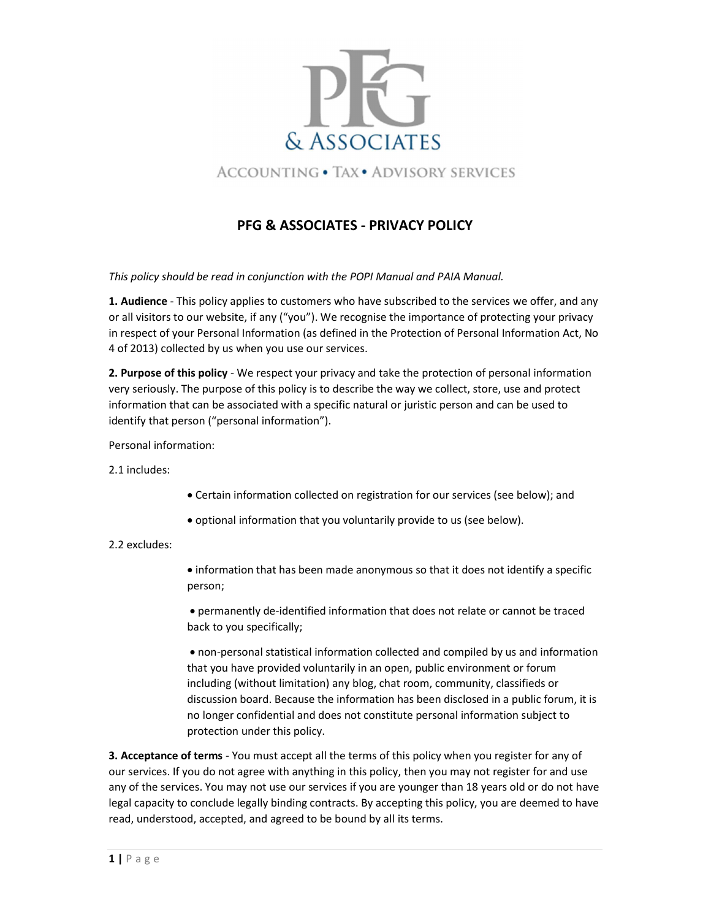# PFG & ASSOCIATES - PRIVACY POLICY

*This policy should be read in conjunction with the POPI Manual and PAIA Manual.*

**1. Audience** - This policy applies to customers who have subscribed to the services we offer, and any or all visitors to our website, if any ("you"). We recognise the importance of protecting your privacy in respect of your Personal Information (as defined in the Protection of Personal Information Act, No 4 of 2013) collected by us when you use our services.

**2. Purpose of this policy** - We respect your privacy and take the protection of personal information very seriously. The purpose of this policy is to describe the way we collect, store, use and protect information that can be associated with a specific natural or juristic person and can be used to identify that person ("personal information").

Personal information:

2.1 includes:

- Certain information collected on registration for our services (see below); and
- optional information that you voluntarily provide to us (see below).

2.2 excludes:

- information that has been made anonymous so that it does not identify a specific person;
- permanently de-identified information that does not relate or cannot be traced back to you specifically;
- non-personal statistical information collected and compiled by us and information that you have provided voluntarily in an open, public environment or forum including (without limitation) any blog, chat room, community, classifieds or discussion board. Because the information has been disclosed in a public forum, it is no longer confidential and does not constitute personal information subject to protection under this policy.

**3. Acceptance of terms** - You must accept all the terms of this policy when you register for any of our services. If you do not agree with anything in this policy, then you may not register for and use any of the services. You may not use our services if you are younger than 18 years old or do not have legal capacity to conclude legally binding contracts. By accepting this policy, you are deemed to have read, understood, accepted, and agreed to be bound by all its terms.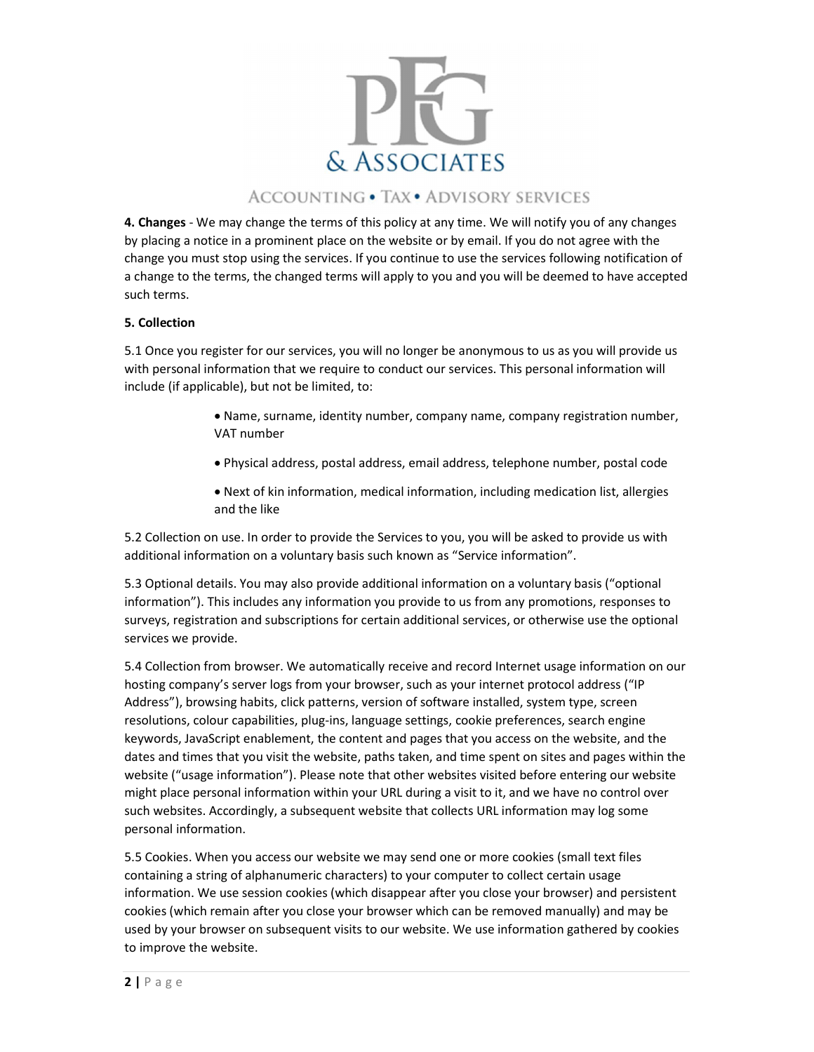**4. Changes** - We may change the terms of this policy at any time. We will notify you of any changes by placing a notice in a prominent place on the website or by email. If you do not agree with the change you must stop using the services. If you continue to use the services following notification of a change to the terms, the changed terms will apply to you and you will be deemed to have accepted such terms.

**5. Collection**

5.1 Once you register for our services, you will no longer be anonymous to us as you will provide us with personal information that we require to conduct our services. This personal information will include (if applicable), but not be limited, to:

- Name, surname, identity number, company name, company registration number, VAT number
- Physical address, postal address, email address, telephone number, postal code
- Next of kin information, medical information, including medication list, allergies and the like

5.2 Collection on use. In order to provide the Services to you, you will be asked to provide us with additional information on a voluntary basis such known as "Service information".

5.3 Optional details. You may also provide additional information on a voluntary basis ("optional information"). This includes any information you provide to us from any promotions, responses to surveys, registration and subscriptions for certain additional services, or otherwise use the optional services we provide.

5.4 Collection from browser. We automatically receive and record Internet usage information on our hosting company's server logs from your browser, such as your internet protocol address ("IP Address"), browsing habits, click patterns, version of software installed, system type, screen resolutions, colour capabilities, plug-ins, language settings, cookie preferences, search engine keywords, JavaScript enablement, the content and pages that you access on the website, and the dates and times that you visit the website, paths taken, and time spent on sites and pages within the website ("usage information"). Please note that other websites visited before entering our website might place personal information within your URL during a visit to it, and we have no control over such websites. Accordingly, a subsequent website that collects URL information may log some personal information.

5.5 Cookies. When you access our website we may send one or more cookies (small text files containing a string of alphanumeric characters) to your computer to collect certain usage information. We use session cookies (which disappear after you close your browser) and persistent cookies (which remain after you close your browser which can be removed manually) and may be used by your browser on subsequent visits to our website. We use information gathered by cookies to improve the website.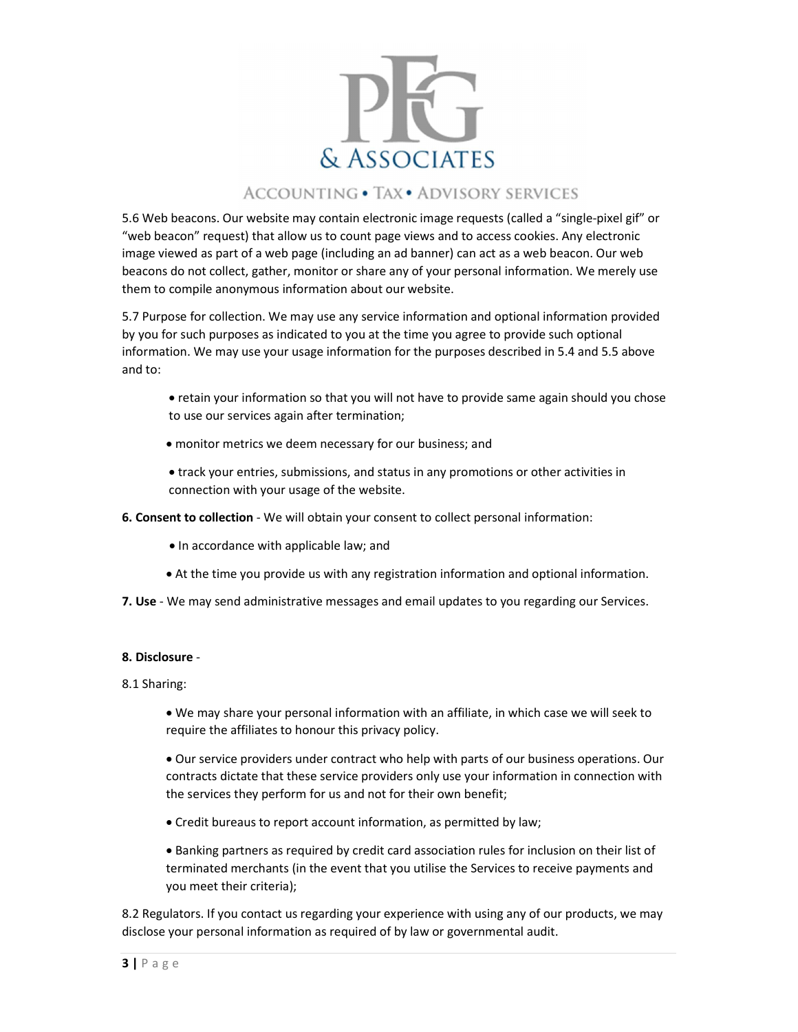5.6 Web beacons. Our website may contain electronic image requests (called a "single-pixel gif" or "web beacon" request) that allow us to count page views and to access cookies. Any electronic image viewed as part of a web page (including an ad banner) can act as a web beacon. Our web beacons do not collect, gather, monitor or share any of your personal information. We merely use them to compile anonymous information about our website.

5.7 Purpose for collection. We may use any service information and optional information provided by you for such purposes as indicated to you at the time you agree to provide such optional information. We may use your usage information for the purposes described in 5.4 and 5.5 above and to:

- retain your information so that you will not have to provide same again should you chose to use our services again after termination;
- monitor metrics we deem necessary for our business; and
- track your entries, submissions, and status in any promotions or other activities in connection with your usage of the website.

**6. Consent to collection** - We will obtain your consent to collect personal information:

- In accordance with applicable law; and
- At the time you provide us with any registration information and optional information.

**7. Use** - We may send administrative messages and email updates to you regarding our Services.

**8. Disclosure** -

8.1 Sharing:

- We may share your personal information with an affiliate, in which case we will seek to require the affiliates to honour this privacy policy.
- Our service providers under contract who help with parts of our business operations. Our contracts dictate that these service providers only use your information in connection with the services they perform for us and not for their own benefit;
- Credit bureaus to report account information, as permitted by law;
- Banking partners as required by credit card association rules for inclusion on their list of terminated merchants (in the event that you utilise the Services to receive payments and you meet their criteria);

8.2 Regulators. If you contact us regarding your experience with using any of our products, we may disclose your personal information as required of by law or governmental audit.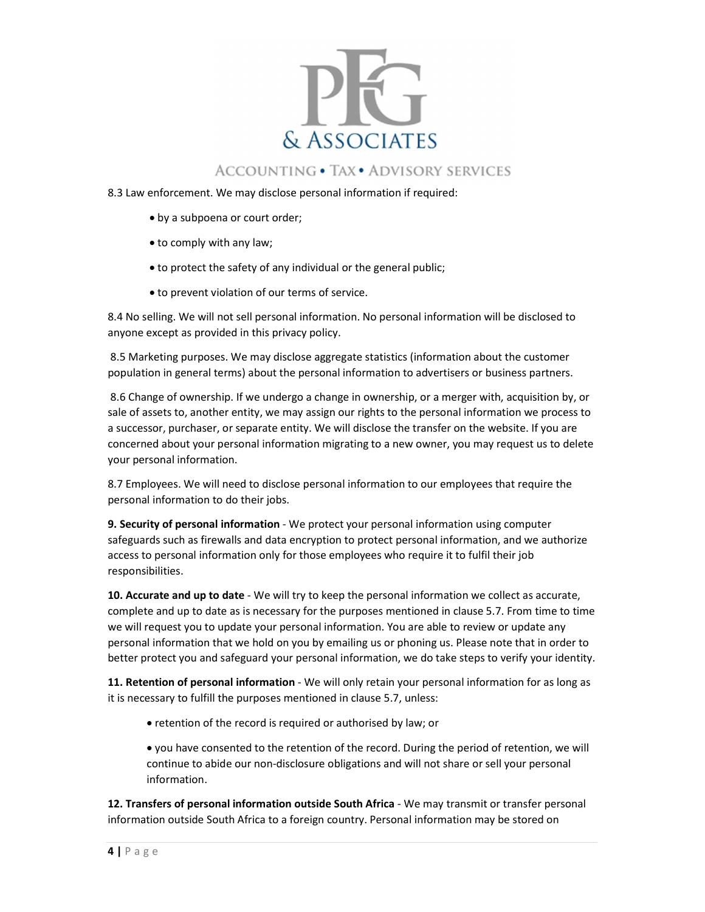8.3 Law enforcement. We may disclose personal information if required:

- by a subpoena or court order;
- to comply with any law;
- to protect the safety of any individual or the general public;
- to prevent violation of our terms of service.

8.4 No selling. We will not sell personal information. No personal information will be disclosed to anyone except as provided in this privacy policy.

8.5 Marketing purposes. We may disclose aggregate statistics (information about the customer population in general terms) about the personal information to advertisers or business partners.

8.6 Change of ownership. If we undergo a change in ownership, or a merger with, acquisition by, or sale of assets to, another entity, we may assign our rights to the personal information we process to a successor, purchaser, or separate entity. We will disclose the transfer on the website. If you are concerned about your personal information migrating to a new owner, you may request us to delete your personal information.

8.7 Employees. We will need to disclose personal information to our employees that require the personal information to do their jobs.

**9. Security of personal information** - We protect your personal information using computer safeguards such as firewalls and data encryption to protect personal information, and we authorize access to personal information only for those employees who require it to fulfil their job responsibilities.

**10. Accurate and up to date** - We will try to keep the personal information we collect as accurate, complete and up to date as is necessary for the purposes mentioned in clause 5.7. From time to time we will request you to update your personal information. You are able to review or update any personal information that we hold on you by emailing us or phoning us. Please note that in order to better protect you and safeguard your personal information, we do take steps to verify your identity.

**11. Retention of personal information** - We will only retain your personal information for as long as it is necessary to fulfill the purposes mentioned in clause 5.7, unless:

- retention of the record is required or authorised by law; or
- you have consented to the retention of the record. During the period of retention, we will continue to abide our non-disclosure obligations and will not share or sell your personal information.

**12. Transfers of personal information outside South Africa** - We may transmit or transfer personal information outside South Africa to a foreign country. Personal information may be stored on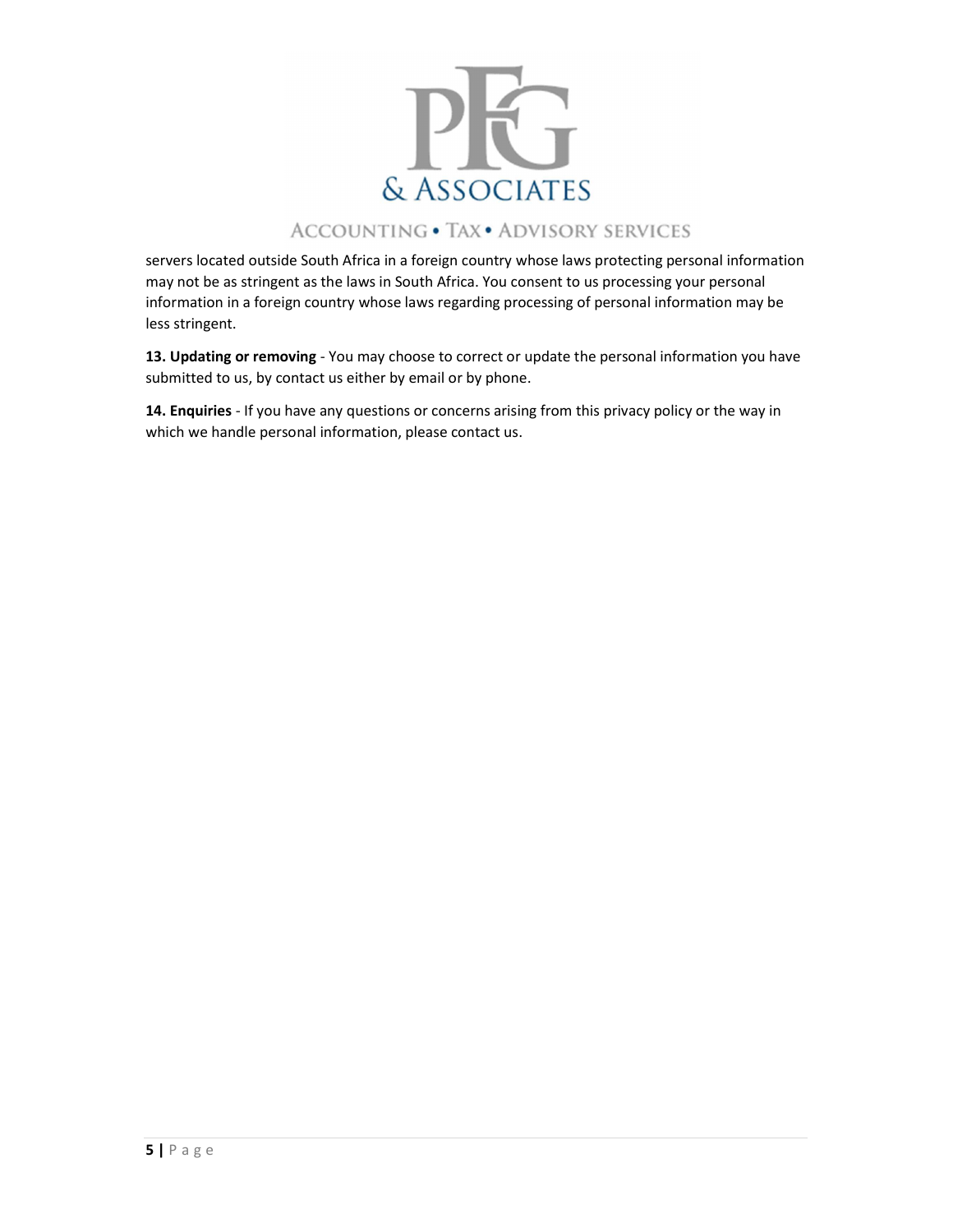servers located outside South Africa in a foreign country whose laws protecting personal information may not be as stringent as the laws in South Africa. You consent to us processing your personal information in a foreign country whose laws regarding processing of personal information may be less stringent.

**13. Updating or removing** - You may choose to correct or update the personal information you have submitted to us, by contact us either by email or by phone.

**14. Enquiries** - If you have any questions or concerns arising from this privacy policy or the way in which we handle personal information, please contact us.